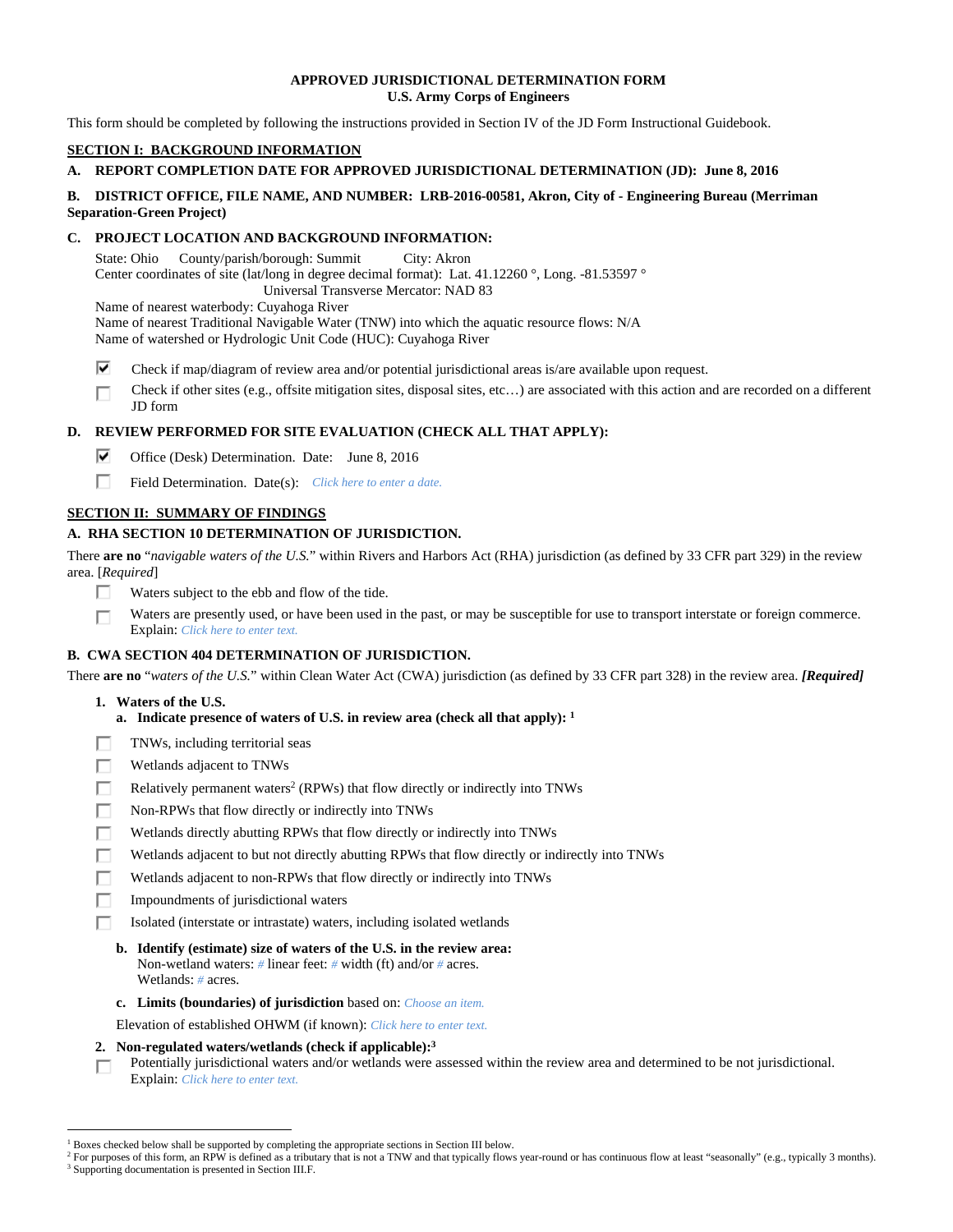# APPROVED JURISDICTIONAL DETERMINATION FORM
## U.S. Army Corps of Engineers

This form should be completed by following the instructions provided in Section IV of the JD Form Instructional Guidebook.

## SECTION I: BACKGROUND INFORMATION

**A. REPORT COMPLETION DATE FOR APPROVED JURISDICTIONAL DETERMINATION (JD): June 8, 2016**

**B. DISTRICT OFFICE, FILE NAME, AND NUMBER: LRB-2016-00581, Akron, City of - Engineering Bureau (Merriman Separation-Green Project)**

**C. PROJECT LOCATION AND BACKGROUND INFORMATION:**

State: Ohio  County/parish/borough: Summit  City: Akron
Center coordinates of site (lat/long in degree decimal format): Lat. 41.12260 °, Long. -81.53597 °
Universal Transverse Mercator: NAD 83
Name of nearest waterbody: Cuyahoga River
Name of nearest Traditional Navigable Water (TNW) into which the aquatic resource flows: N/A
Name of watershed or Hydrologic Unit Code (HUC): Cuyahoga River

- [x] Check if map/diagram of review area and/or potential jurisdictional areas is/are available upon request.
- [ ] Check if other sites (e.g., offsite mitigation sites, disposal sites, etc…) are associated with this action and are recorded on a different JD form

**D. REVIEW PERFORMED FOR SITE EVALUATION (CHECK ALL THAT APPLY):**

- [x] Office (Desk) Determination. Date: June 8, 2016
- [ ] Field Determination. Date(s): *Click here to enter a date.*

## SECTION II: SUMMARY OF FINDINGS

**A. RHA SECTION 10 DETERMINATION OF JURISDICTION.**

There **are no** "*navigable waters of the U.S.*" within Rivers and Harbors Act (RHA) jurisdiction (as defined by 33 CFR part 329) in the review area. [*Required*]

- [ ] Waters subject to the ebb and flow of the tide.
- [ ] Waters are presently used, or have been used in the past, or may be susceptible for use to transport interstate or foreign commerce. Explain: *Click here to enter text.*

**B. CWA SECTION 404 DETERMINATION OF JURISDICTION.**

There **are no** "*waters of the U.S.*" within Clean Water Act (CWA) jurisdiction (as defined by 33 CFR part 328) in the review area. ***[Required]***

**1. Waters of the U.S.**

**a. Indicate presence of waters of U.S. in review area (check all that apply):** [1]

- [ ] TNWs, including territorial seas
- [ ] Wetlands adjacent to TNWs
- [ ] Relatively permanent waters[2] (RPWs) that flow directly or indirectly into TNWs
- [ ] Non-RPWs that flow directly or indirectly into TNWs
- [ ] Wetlands directly abutting RPWs that flow directly or indirectly into TNWs
- [ ] Wetlands adjacent to but not directly abutting RPWs that flow directly or indirectly into TNWs
- [ ] Wetlands adjacent to non-RPWs that flow directly or indirectly into TNWs
- [ ] Impoundments of jurisdictional waters
- [ ] Isolated (interstate or intrastate) waters, including isolated wetlands

**b. Identify (estimate) size of waters of the U.S. in the review area:**
Non-wetland waters: *#* linear feet: *#* width (ft) and/or *#* acres.
Wetlands: *#* acres.

**c. Limits (boundaries) of jurisdiction** based on: *Choose an item.*

Elevation of established OHWM (if known): *Click here to enter text.*

**2. Non-regulated waters/wetlands (check if applicable):**[3]

- [ ] Potentially jurisdictional waters and/or wetlands were assessed within the review area and determined to be not jurisdictional. Explain: *Click here to enter text.*

---

[1] Boxes checked below shall be supported by completing the appropriate sections in Section III below.
[2] For purposes of this form, an RPW is defined as a tributary that is not a TNW and that typically flows year-round or has continuous flow at least "seasonally" (e.g., typically 3 months).
[3] Supporting documentation is presented in Section III.F.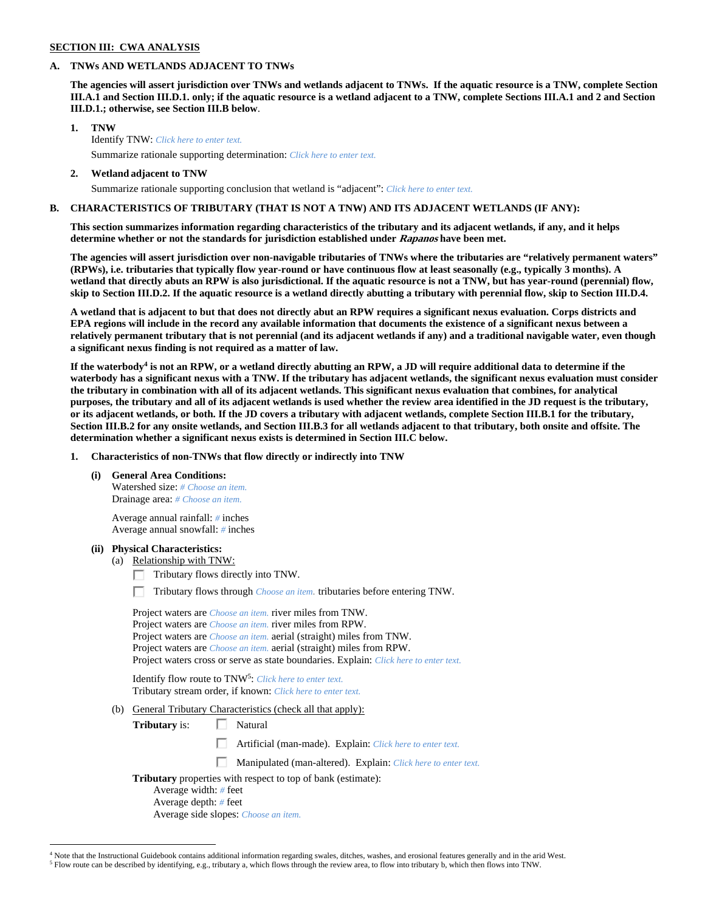**SECTION III: CWA ANALYSIS**

**A. TNWs AND WETLANDS ADJACENT TO TNWs**

**The agencies will assert jurisdiction over TNWs and wetlands adjacent to TNWs. If the aquatic resource is a TNW, complete Section III.A.1 and Section III.D.1. only; if the aquatic resource is a wetland adjacent to a TNW, complete Sections III.A.1 and 2 and Section III.D.1.; otherwise, see Section III.B below**.

**1. TNW**

Identify TNW: *Click here to enter text.*

Summarize rationale supporting determination: *Click here to enter text.*

**2. Wetland adjacent to TNW**

Summarize rationale supporting conclusion that wetland is "adjacent": *Click here to enter text.*

**B. CHARACTERISTICS OF TRIBUTARY (THAT IS NOT A TNW) AND ITS ADJACENT WETLANDS (IF ANY):**

**This section summarizes information regarding characteristics of the tributary and its adjacent wetlands, if any, and it helps determine whether or not the standards for jurisdiction established under *Rapanos* have been met.**

**The agencies will assert jurisdiction over non-navigable tributaries of TNWs where the tributaries are "relatively permanent waters" (RPWs), i.e. tributaries that typically flow year-round or have continuous flow at least seasonally (e.g., typically 3 months). A wetland that directly abuts an RPW is also jurisdictional. If the aquatic resource is not a TNW, but has year-round (perennial) flow, skip to Section III.D.2. If the aquatic resource is a wetland directly abutting a tributary with perennial flow, skip to Section III.D.4.**

**A wetland that is adjacent to but that does not directly abut an RPW requires a significant nexus evaluation. Corps districts and EPA regions will include in the record any available information that documents the existence of a significant nexus between a relatively permanent tributary that is not perennial (and its adjacent wetlands if any) and a traditional navigable water, even though a significant nexus finding is not required as a matter of law.**

**If the waterbody[4] is not an RPW, or a wetland directly abutting an RPW, a JD will require additional data to determine if the waterbody has a significant nexus with a TNW. If the tributary has adjacent wetlands, the significant nexus evaluation must consider the tributary in combination with all of its adjacent wetlands. This significant nexus evaluation that combines, for analytical purposes, the tributary and all of its adjacent wetlands is used whether the review area identified in the JD request is the tributary, or its adjacent wetlands, or both. If the JD covers a tributary with adjacent wetlands, complete Section III.B.1 for the tributary, Section III.B.2 for any onsite wetlands, and Section III.B.3 for all wetlands adjacent to that tributary, both onsite and offsite. The determination whether a significant nexus exists is determined in Section III.C below.**

**1. Characteristics of non-TNWs that flow directly or indirectly into TNW**

**(i) General Area Conditions:**

Watershed size: *# Choose an item.*
Drainage area: *# Choose an item.*

Average annual rainfall: *#* inches
Average annual snowfall: *#* inches

**(ii) Physical Characteristics:**

(a) Relationship with TNW:

☐ Tributary flows directly into TNW.

☐ Tributary flows through *Choose an item.* tributaries before entering TNW.

Project waters are *Choose an item.* river miles from TNW.
Project waters are *Choose an item.* river miles from RPW.
Project waters are *Choose an item.* aerial (straight) miles from TNW.
Project waters are *Choose an item.* aerial (straight) miles from RPW.
Project waters cross or serve as state boundaries. Explain: *Click here to enter text.*

Identify flow route to TNW[5]: *Click here to enter text.*
Tributary stream order, if known: *Click here to enter text.*

(b) General Tributary Characteristics (check all that apply):

**Tributary** is: ☐ Natural

☐ Artificial (man-made). Explain: *Click here to enter text.*

☐ Manipulated (man-altered). Explain: *Click here to enter text.*

**Tributary** properties with respect to top of bank (estimate):
Average width: *#* feet
Average depth: *#* feet
Average side slopes: *Choose an item.*

---

[4] Note that the Instructional Guidebook contains additional information regarding swales, ditches, washes, and erosional features generally and in the arid West.
[5] Flow route can be described by identifying, e.g., tributary a, which flows through the review area, to flow into tributary b, which then flows into TNW.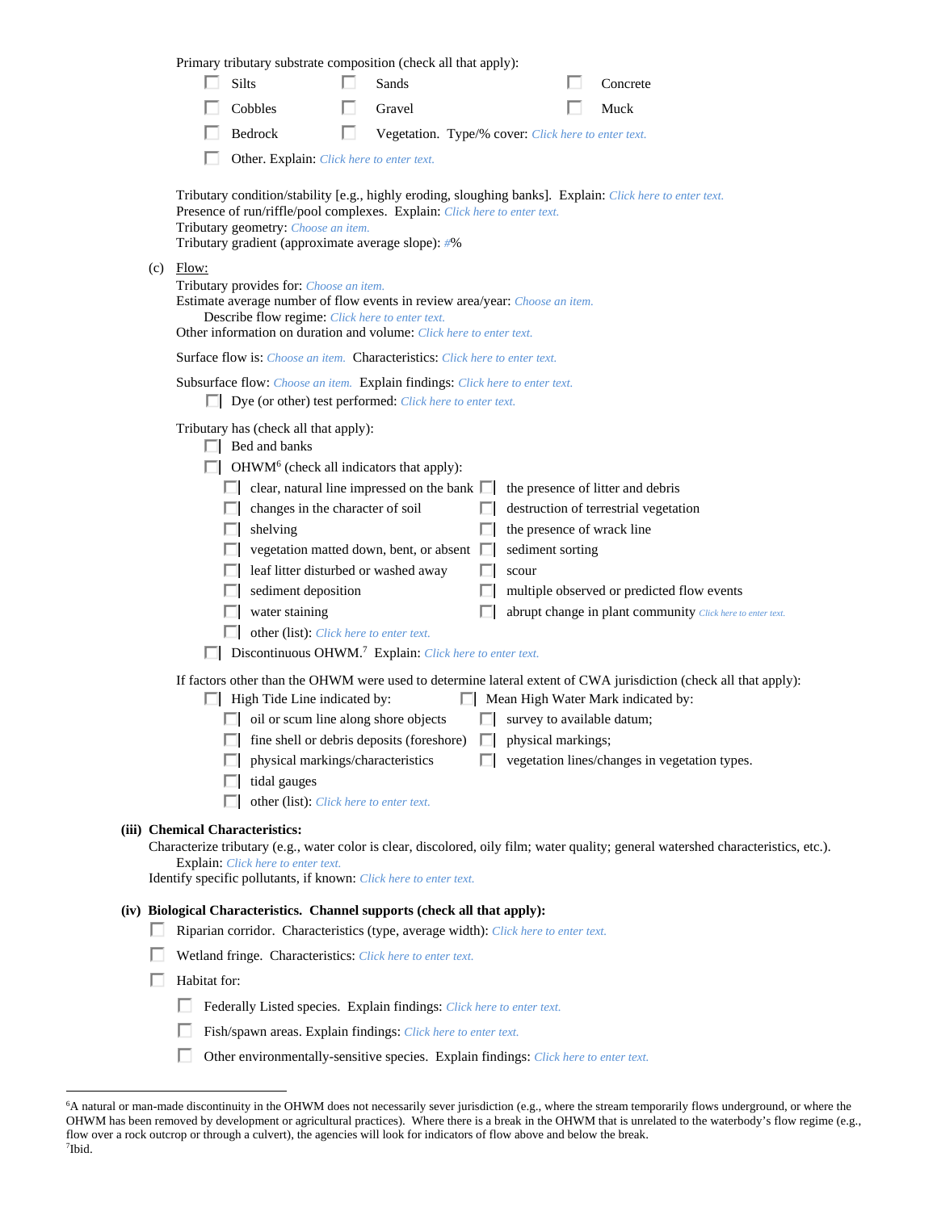Primary tributary substrate composition (check all that apply):

- ☐ Silts
- ☐ Sands
- ☐ Concrete
- ☐ Cobbles
- ☐ Gravel
- ☐ Muck
- ☐ Bedrock
- ☐ Vegetation. Type/% cover: *Click here to enter text.*
- ☐ Other. Explain: *Click here to enter text.*

Tributary condition/stability [e.g., highly eroding, sloughing banks]. Explain: *Click here to enter text.*
Presence of run/riffle/pool complexes. Explain: *Click here to enter text.*
Tributary geometry: *Choose an item.*
Tributary gradient (approximate average slope): *#*%

(c) Flow:

Tributary provides for: *Choose an item.*
Estimate average number of flow events in review area/year: *Choose an item.*
Describe flow regime: *Click here to enter text.*
Other information on duration and volume: *Click here to enter text.*

Surface flow is: *Choose an item.* Characteristics: *Click here to enter text.*

Subsurface flow: *Choose an item.* Explain findings: *Click here to enter text.*
- ☐ Dye (or other) test performed: *Click here to enter text.*

Tributary has (check all that apply):
- ☐ Bed and banks
- ☐ OHWM[6] (check all indicators that apply):
  - ☐ clear, natural line impressed on the bank
  - ☐ the presence of litter and debris
  - ☐ changes in the character of soil
  - ☐ destruction of terrestrial vegetation
  - ☐ shelving
  - ☐ the presence of wrack line
  - ☐ vegetation matted down, bent, or absent
  - ☐ sediment sorting
  - ☐ leaf litter disturbed or washed away
  - ☐ scour
  - ☐ sediment deposition
  - ☐ multiple observed or predicted flow events
  - ☐ water staining
  - ☐ abrupt change in plant community *Click here to enter text.*
  - ☐ other (list): *Click here to enter text.*
- ☐ Discontinuous OHWM.[7] Explain: *Click here to enter text.*

If factors other than the OHWM were used to determine lateral extent of CWA jurisdiction (check all that apply):
- ☐ High Tide Line indicated by:
  - ☐ oil or scum line along shore objects
  - ☐ fine shell or debris deposits (foreshore)
  - ☐ physical markings/characteristics
  - ☐ tidal gauges
  - ☐ other (list): *Click here to enter text.*
- ☐ Mean High Water Mark indicated by:
  - ☐ survey to available datum;
  - ☐ physical markings;
  - ☐ vegetation lines/changes in vegetation types.

**(iii) Chemical Characteristics:**
Characterize tributary (e.g., water color is clear, discolored, oily film; water quality; general watershed characteristics, etc.).
Explain: *Click here to enter text.*
Identify specific pollutants, if known: *Click here to enter text.*

**(iv) Biological Characteristics. Channel supports (check all that apply):**
- ☐ Riparian corridor. Characteristics (type, average width): *Click here to enter text.*
- ☐ Wetland fringe. Characteristics: *Click here to enter text.*
- ☐ Habitat for:
  - ☐ Federally Listed species. Explain findings: *Click here to enter text.*
  - ☐ Fish/spawn areas. Explain findings: *Click here to enter text.*
  - ☐ Other environmentally-sensitive species. Explain findings: *Click here to enter text.*

---

[6]A natural or man-made discontinuity in the OHWM does not necessarily sever jurisdiction (e.g., where the stream temporarily flows underground, or where the OHWM has been removed by development or agricultural practices). Where there is a break in the OHWM that is unrelated to the waterbody's flow regime (e.g., flow over a rock outcrop or through a culvert), the agencies will look for indicators of flow above and below the break.
[7]Ibid.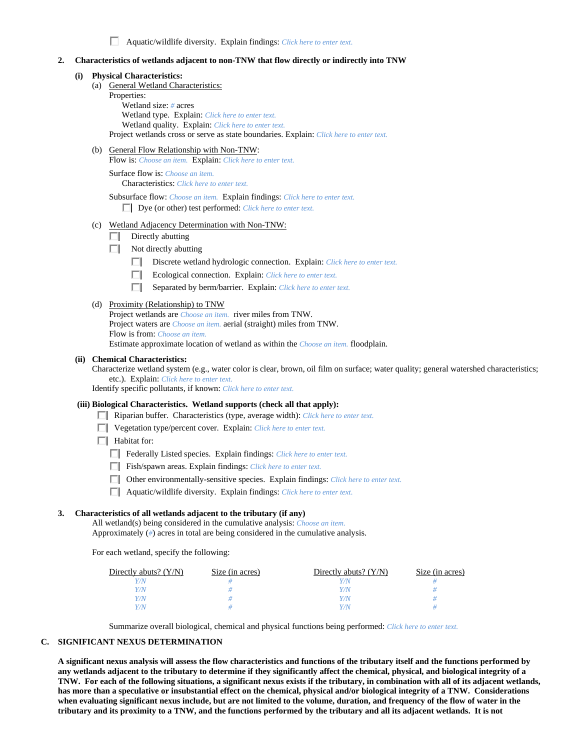☐ Aquatic/wildlife diversity. Explain findings: *Click here to enter text.*

**2. Characteristics of wetlands adjacent to non-TNW that flow directly or indirectly into TNW**

**(i) Physical Characteristics:**

(a) General Wetland Characteristics:

Properties:

Wetland size: *#* acres

Wetland type. Explain: *Click here to enter text.*

Wetland quality. Explain: *Click here to enter text.*

Project wetlands cross or serve as state boundaries. Explain: *Click here to enter text.*

(b) General Flow Relationship with Non-TNW:

Flow is: *Choose an item.* Explain: *Click here to enter text.*

Surface flow is: *Choose an item.*

Characteristics: *Click here to enter text.*

Subsurface flow: *Choose an item.* Explain findings: *Click here to enter text.*

☐ Dye (or other) test performed: *Click here to enter text.*

(c) Wetland Adjacency Determination with Non-TNW:

☐ Directly abutting

☐ Not directly abutting

☐ Discrete wetland hydrologic connection. Explain: *Click here to enter text.*

☐ Ecological connection. Explain: *Click here to enter text.*

☐ Separated by berm/barrier. Explain: *Click here to enter text.*

(d) Proximity (Relationship) to TNW

Project wetlands are *Choose an item.* river miles from TNW.

Project waters are *Choose an item.* aerial (straight) miles from TNW.

Flow is from: *Choose an item.*

Estimate approximate location of wetland as within the *Choose an item.* floodplain.

**(ii) Chemical Characteristics:**

Characterize wetland system (e.g., water color is clear, brown, oil film on surface; water quality; general watershed characteristics; etc.). Explain: *Click here to enter text.*

Identify specific pollutants, if known: *Click here to enter text.*

**(iii) Biological Characteristics. Wetland supports (check all that apply):**

☐ Riparian buffer. Characteristics (type, average width): *Click here to enter text.*

☐ Vegetation type/percent cover. Explain: *Click here to enter text.*

☐ Habitat for:

☐ Federally Listed species. Explain findings: *Click here to enter text.*

☐ Fish/spawn areas. Explain findings: *Click here to enter text.*

☐ Other environmentally-sensitive species. Explain findings: *Click here to enter text.*

☐ Aquatic/wildlife diversity. Explain findings: *Click here to enter text.*

**3. Characteristics of all wetlands adjacent to the tributary (if any)**

All wetland(s) being considered in the cumulative analysis: *Choose an item.*

Approximately (*#*) acres in total are being considered in the cumulative analysis.

For each wetland, specify the following:

| Directly abuts? (Y/N) | Size (in acres) | Directly abuts? (Y/N) | Size (in acres) |
|---|---|---|---|
| *Y/N* | *#* | *Y/N* | *#* |
| *Y/N* | *#* | *Y/N* | *#* |
| *Y/N* | *#* | *Y/N* | *#* |
| *Y/N* | *#* | *Y/N* | *#* |

Summarize overall biological, chemical and physical functions being performed: *Click here to enter text.*

## C. SIGNIFICANT NEXUS DETERMINATION

**A significant nexus analysis will assess the flow characteristics and functions of the tributary itself and the functions performed by any wetlands adjacent to the tributary to determine if they significantly affect the chemical, physical, and biological integrity of a TNW. For each of the following situations, a significant nexus exists if the tributary, in combination with all of its adjacent wetlands, has more than a speculative or insubstantial effect on the chemical, physical and/or biological integrity of a TNW. Considerations when evaluating significant nexus include, but are not limited to the volume, duration, and frequency of the flow of water in the tributary and its proximity to a TNW, and the functions performed by the tributary and all its adjacent wetlands. It is not**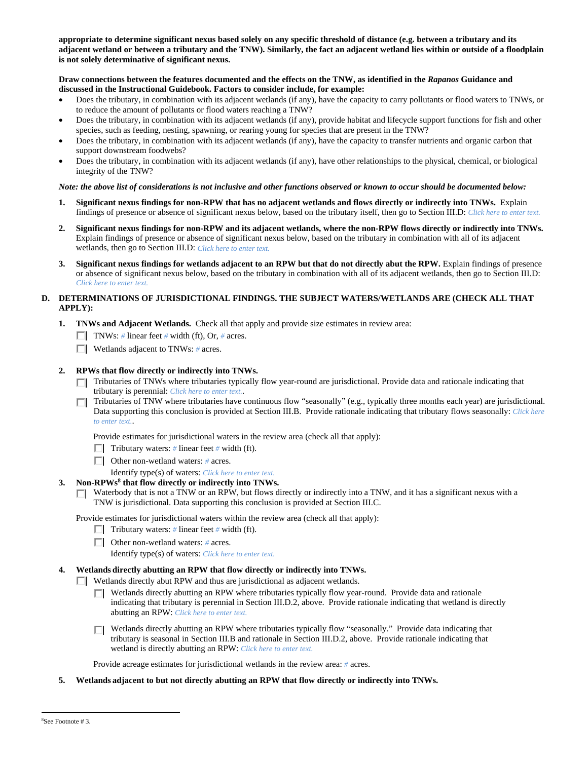**appropriate to determine significant nexus based solely on any specific threshold of distance (e.g. between a tributary and its adjacent wetland or between a tributary and the TNW). Similarly, the fact an adjacent wetland lies within or outside of a floodplain is not solely determinative of significant nexus.**

**Draw connections between the features documented and the effects on the TNW, as identified in the *Rapanos* Guidance and discussed in the Instructional Guidebook. Factors to consider include, for example:**

- Does the tributary, in combination with its adjacent wetlands (if any), have the capacity to carry pollutants or flood waters to TNWs, or to reduce the amount of pollutants or flood waters reaching a TNW?
- Does the tributary, in combination with its adjacent wetlands (if any), provide habitat and lifecycle support functions for fish and other species, such as feeding, nesting, spawning, or rearing young for species that are present in the TNW?
- Does the tributary, in combination with its adjacent wetlands (if any), have the capacity to transfer nutrients and organic carbon that support downstream foodwebs?
- Does the tributary, in combination with its adjacent wetlands (if any), have other relationships to the physical, chemical, or biological integrity of the TNW?

***Note: the above list of considerations is not inclusive and other functions observed or known to occur should be documented below:***

1. **Significant nexus findings for non-RPW that has no adjacent wetlands and flows directly or indirectly into TNWs.** Explain findings of presence or absence of significant nexus below, based on the tributary itself, then go to Section III.D: Click here to enter text.

2. **Significant nexus findings for non-RPW and its adjacent wetlands, where the non-RPW flows directly or indirectly into TNWs.** Explain findings of presence or absence of significant nexus below, based on the tributary in combination with all of its adjacent wetlands, then go to Section III.D: Click here to enter text.

3. **Significant nexus findings for wetlands adjacent to an RPW but that do not directly abut the RPW.** Explain findings of presence or absence of significant nexus below, based on the tributary in combination with all of its adjacent wetlands, then go to Section III.D: Click here to enter text.

## D. DETERMINATIONS OF JURISDICTIONAL FINDINGS. THE SUBJECT WATERS/WETLANDS ARE (CHECK ALL THAT APPLY):

1. **TNWs and Adjacent Wetlands.** Check all that apply and provide size estimates in review area:
   - ☐ TNWs: # linear feet # width (ft), Or, # acres.
   - ☐ Wetlands adjacent to TNWs: # acres.

2. **RPWs that flow directly or indirectly into TNWs.**
   - ☐ Tributaries of TNWs where tributaries typically flow year-round are jurisdictional. Provide data and rationale indicating that tributary is perennial: Click here to enter text..
   - ☐ Tributaries of TNW where tributaries have continuous flow "seasonally" (e.g., typically three months each year) are jurisdictional. Data supporting this conclusion is provided at Section III.B. Provide rationale indicating that tributary flows seasonally: Click here to enter text..

   Provide estimates for jurisdictional waters in the review area (check all that apply):
   - ☐ Tributary waters: # linear feet # width (ft).
   - ☐ Other non-wetland waters: # acres.
     Identify type(s) of waters: Click here to enter text.

3. **Non-RPWs[8] that flow directly or indirectly into TNWs.**
   - ☐ Waterbody that is not a TNW or an RPW, but flows directly or indirectly into a TNW, and it has a significant nexus with a TNW is jurisdictional. Data supporting this conclusion is provided at Section III.C.

   Provide estimates for jurisdictional waters within the review area (check all that apply):
   - ☐ Tributary waters: # linear feet # width (ft).
   - ☐ Other non-wetland waters: # acres.
     Identify type(s) of waters: Click here to enter text.

4. **Wetlands directly abutting an RPW that flow directly or indirectly into TNWs.**
   - ☐ Wetlands directly abut RPW and thus are jurisdictional as adjacent wetlands.
     - ☐ Wetlands directly abutting an RPW where tributaries typically flow year-round. Provide data and rationale indicating that tributary is perennial in Section III.D.2, above. Provide rationale indicating that wetland is directly abutting an RPW: Click here to enter text.
     - ☐ Wetlands directly abutting an RPW where tributaries typically flow "seasonally." Provide data indicating that tributary is seasonal in Section III.B and rationale in Section III.D.2, above. Provide rationale indicating that wetland is directly abutting an RPW: Click here to enter text.

   Provide acreage estimates for jurisdictional wetlands in the review area: # acres.

5. **Wetlands adjacent to but not directly abutting an RPW that flow directly or indirectly into TNWs.**

---

[8] See Footnote # 3.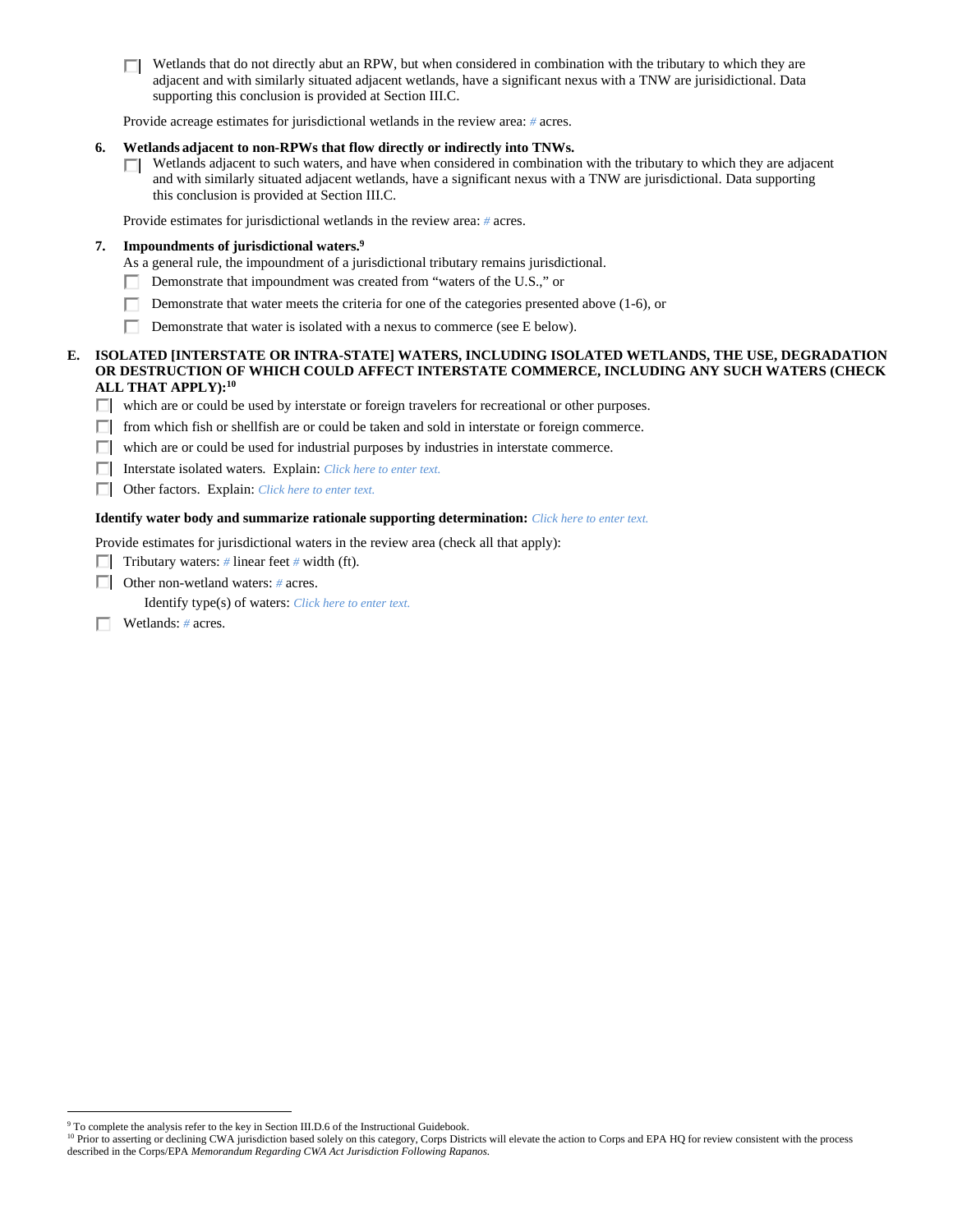- ☐ Wetlands that do not directly abut an RPW, but when considered in combination with the tributary to which they are adjacent and with similarly situated adjacent wetlands, have a significant nexus with a TNW are jurisdictional. Data supporting this conclusion is provided at Section III.C.

Provide acreage estimates for jurisdictional wetlands in the review area: # acres.

**6. Wetlands adjacent to non-RPWs that flow directly or indirectly into TNWs.**

- ☐ Wetlands adjacent to such waters, and have when considered in combination with the tributary to which they are adjacent and with similarly situated adjacent wetlands, have a significant nexus with a TNW are jurisdictional. Data supporting this conclusion is provided at Section III.C.

Provide estimates for jurisdictional wetlands in the review area: # acres.

**7. Impoundments of jurisdictional waters.**[9]

As a general rule, the impoundment of a jurisdictional tributary remains jurisdictional.

- ☐ Demonstrate that impoundment was created from "waters of the U.S.," or
- ☐ Demonstrate that water meets the criteria for one of the categories presented above (1-6), or
- ☐ Demonstrate that water is isolated with a nexus to commerce (see E below).

**E. ISOLATED [INTERSTATE OR INTRA-STATE] WATERS, INCLUDING ISOLATED WETLANDS, THE USE, DEGRADATION OR DESTRUCTION OF WHICH COULD AFFECT INTERSTATE COMMERCE, INCLUDING ANY SUCH WATERS (CHECK ALL THAT APPLY):**[10]

- ☐ which are or could be used by interstate or foreign travelers for recreational or other purposes.
- ☐ from which fish or shellfish are or could be taken and sold in interstate or foreign commerce.
- ☐ which are or could be used for industrial purposes by industries in interstate commerce.
- ☐ Interstate isolated waters. Explain: *Click here to enter text.*
- ☐ Other factors. Explain: *Click here to enter text.*

**Identify water body and summarize rationale supporting determination:** *Click here to enter text.*

Provide estimates for jurisdictional waters in the review area (check all that apply):

- ☐ Tributary waters: # linear feet # width (ft).
- ☐ Other non-wetland waters: # acres.
  Identify type(s) of waters: *Click here to enter text.*
- ☐ Wetlands: # acres.

---

[9] To complete the analysis refer to the key in Section III.D.6 of the Instructional Guidebook.

[10] Prior to asserting or declining CWA jurisdiction based solely on this category, Corps Districts will elevate the action to Corps and EPA HQ for review consistent with the process described in the Corps/EPA *Memorandum Regarding CWA Act Jurisdiction Following Rapanos.*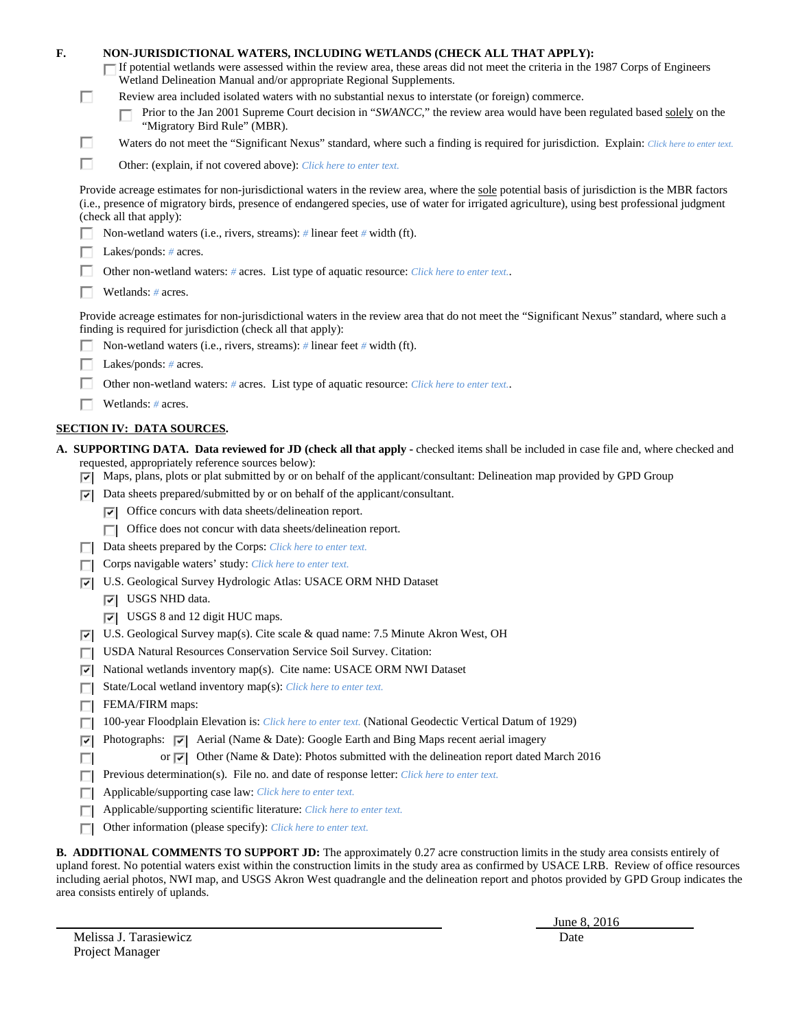**F. NON-JURISDICTIONAL WATERS, INCLUDING WETLANDS (CHECK ALL THAT APPLY):**

- [ ] If potential wetlands were assessed within the review area, these areas did not meet the criteria in the 1987 Corps of Engineers Wetland Delineation Manual and/or appropriate Regional Supplements.
- [ ] Review area included isolated waters with no substantial nexus to interstate (or foreign) commerce.
  - [ ] Prior to the Jan 2001 Supreme Court decision in "*SWANCC*," the review area would have been regulated based solely on the "Migratory Bird Rule" (MBR).
- [ ] Waters do not meet the "Significant Nexus" standard, where such a finding is required for jurisdiction. Explain: *Click here to enter text.*
- [ ] Other: (explain, if not covered above): *Click here to enter text.*

Provide acreage estimates for non-jurisdictional waters in the review area, where the sole potential basis of jurisdiction is the MBR factors (i.e., presence of migratory birds, presence of endangered species, use of water for irrigated agriculture), using best professional judgment (check all that apply):

- [ ] Non-wetland waters (i.e., rivers, streams): # linear feet # width (ft).
- [ ] Lakes/ponds: # acres.
- [ ] Other non-wetland waters: # acres. List type of aquatic resource: *Click here to enter text.*.
- [ ] Wetlands: # acres.

Provide acreage estimates for non-jurisdictional waters in the review area that do not meet the "Significant Nexus" standard, where such a finding is required for jurisdiction (check all that apply):

- [ ] Non-wetland waters (i.e., rivers, streams): # linear feet # width (ft).
- [ ] Lakes/ponds: # acres.
- [ ] Other non-wetland waters: # acres. List type of aquatic resource: *Click here to enter text.*.
- [ ] Wetlands: # acres.

## SECTION IV: DATA SOURCES.

**A. SUPPORTING DATA. Data reviewed for JD (check all that apply** - checked items shall be included in case file and, where checked and requested, appropriately reference sources below):

- [x] Maps, plans, plots or plat submitted by or on behalf of the applicant/consultant: Delineation map provided by GPD Group
- [x] Data sheets prepared/submitted by or on behalf of the applicant/consultant.
  - [x] Office concurs with data sheets/delineation report.
  - [ ] Office does not concur with data sheets/delineation report.
- [ ] Data sheets prepared by the Corps: *Click here to enter text.*
- [ ] Corps navigable waters' study: *Click here to enter text.*
- [x] U.S. Geological Survey Hydrologic Atlas: USACE ORM NHD Dataset
  - [x] USGS NHD data.
  - [x] USGS 8 and 12 digit HUC maps.
- [x] U.S. Geological Survey map(s). Cite scale & quad name: 7.5 Minute Akron West, OH
- [ ] USDA Natural Resources Conservation Service Soil Survey. Citation:
- [x] National wetlands inventory map(s). Cite name: USACE ORM NWI Dataset
- [ ] State/Local wetland inventory map(s): *Click here to enter text.*
- [ ] FEMA/FIRM maps:
- [ ] 100-year Floodplain Elevation is: *Click here to enter text.* (National Geodectic Vertical Datum of 1929)
- [x] Photographs: [x] Aerial (Name & Date): Google Earth and Bing Maps recent aerial imagery
- [ ] or [x] Other (Name & Date): Photos submitted with the delineation report dated March 2016
- [ ] Previous determination(s). File no. and date of response letter: *Click here to enter text.*
- [ ] Applicable/supporting case law: *Click here to enter text.*
- [ ] Applicable/supporting scientific literature: *Click here to enter text.*
- [ ] Other information (please specify): *Click here to enter text.*

**B. ADDITIONAL COMMENTS TO SUPPORT JD:** The approximately 0.27 acre construction limits in the study area consists entirely of upland forest. No potential waters exist within the construction limits in the study area as confirmed by USACE LRB. Review of office resources including aerial photos, NWI map, and USGS Akron West quadrangle and the delineation report and photos provided by GPD Group indicates the area consists entirely of uplands.

Melissa J. Tarasiewicz
Project Manager

June 8, 2016
Date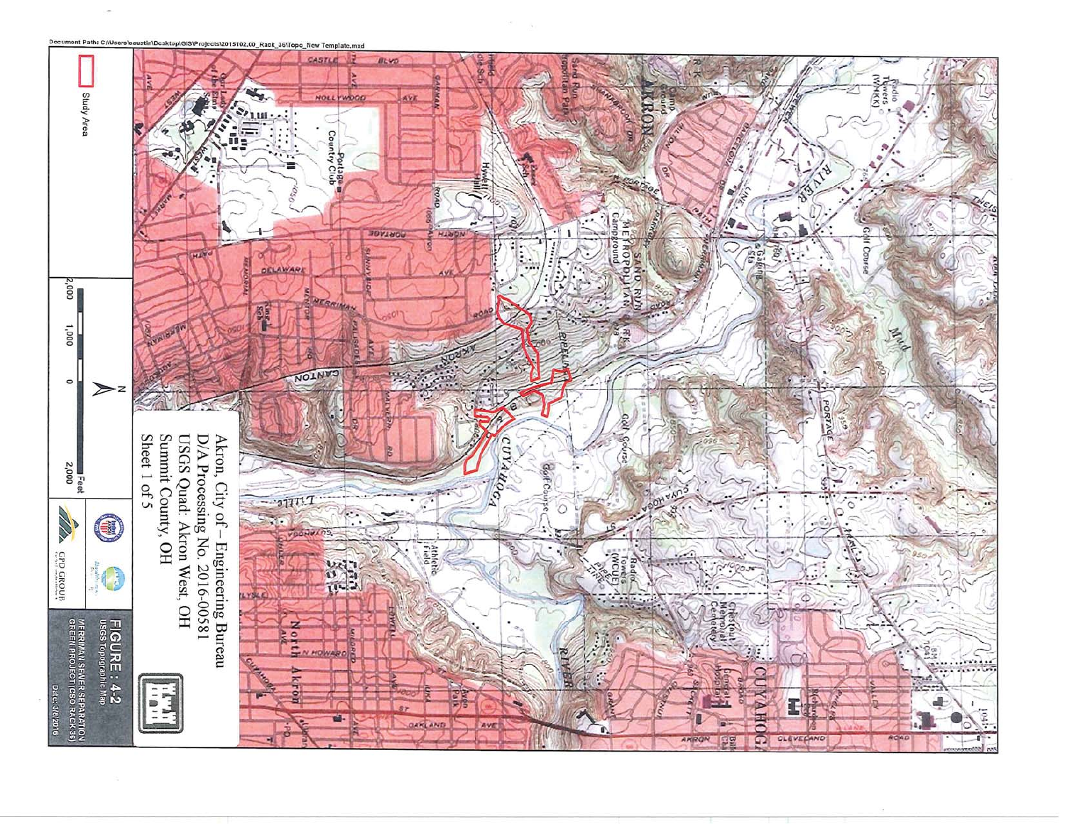Document Path: C:\Users\caustin\Desktop\GIS\Projects\2015102.00_Rack_36\Topo_New Template.mxd

Study Area

2,000 1,000 0 2,000 Feet

N

Akron, City of – Engineering Bureau
D/A Processing No. 2016-00581
USGS Quad: Akron West, OH
Summit County, OH
Sheet 1 of 5

GPD GROUP

**FIGURE: 4-2**
USGS Topographic Map
MERRIMAN SEWER SEPARATION
GREEN PROJECT (CSO RACK 36)
Date: 3/6/2016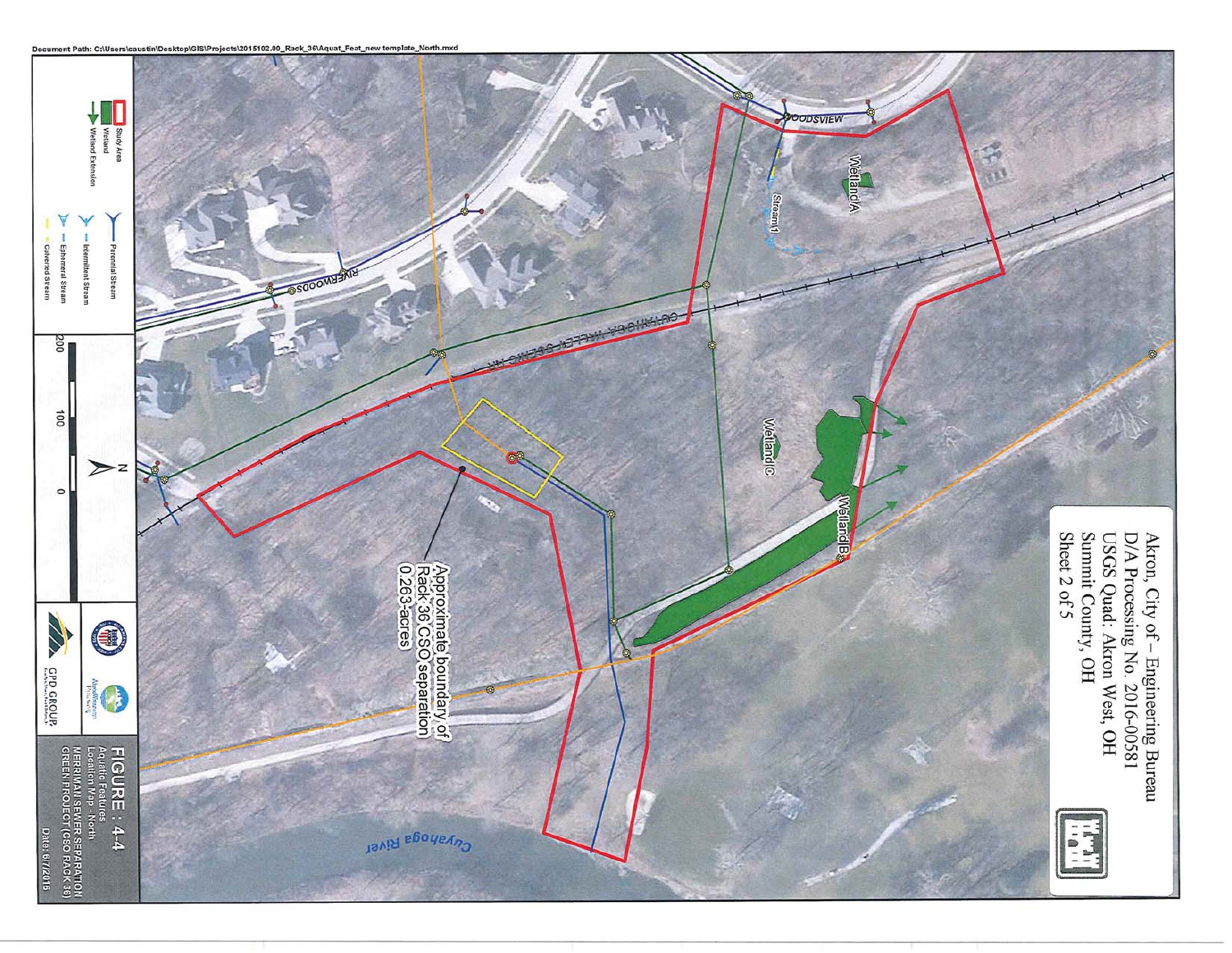Document Path: C:\Users\caustin\Desktop\GIS\Projects\2015102.00_Rack_36\Aquat_Feat_new template_North.mxd

Akron, City of – Engineering Bureau
D/A Processing No. 2016-00581
USGS Quad: Akron West, OH
Summit County, OH
Sheet 2 of 5

Study Area
Wetland
Wetland Extension
Perennial Stream
Intermittent Stream
Ephemeral Stream
Culverted Stream

200 100 0

N

WOODSVIEW
RIVERWOODS
CUYAHOGA VALLEY SCENIC RR
Wetland A
Wetland B
Wetland C
Stream 1
Cuyahoga River

Approximate boundary of Rack 36 CSO separation 0.263-acres

GPD GROUP

**FIGURE : 4-4**
Aquatic Features
Location Map - North
MERRIMAN SEWER SEPARATION
GREEN PROJECT (CSO RACK 36)
Date: 6/7/2016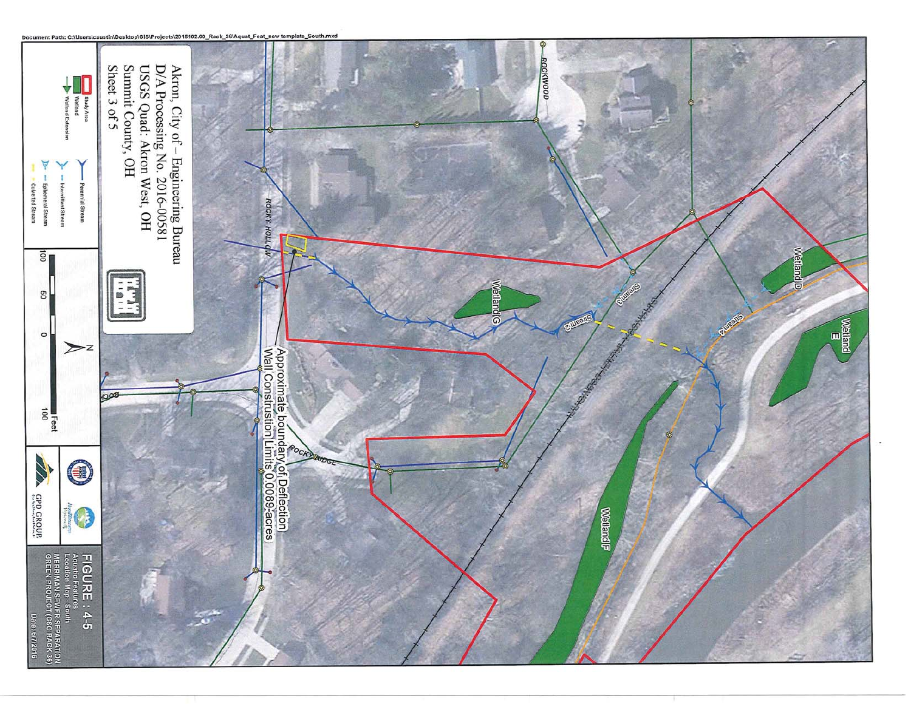Document Path: C:\Users\caustin\Desktop\GIS\Projects\2015102.00_Rack_36\Aquat_Feat_new template_South.mxd

Akron, City of – Engineering Bureau
D/A Processing No. 2016-00581
USGS Quad: Akron West, OH
Summit County, OH
Sheet 3 of 5

Study Area
Wetland
Wetland Extension
Perennial Stream
Intermittent Stream
Ephemeral Stream
Culverted Stream

100 50 0 100 Feet

N

ROCKWOOD
ROCKY HOLLOW
ROCKYRIDGE

Wetland D
Wetland E
Wetland F
Wetland G
Stream 2
Stream 3
Stream 4

Approximate boundary of Deflection Wall Construction Limits 0.0089-acres

GPD GROUP

FIGURE : 4-5
Aquatic Features
Location Map - South
MERRIMAN SEWER SEPARATION
GREEN PROJECT (CSO RACK 36)
Date: 6/7/2016